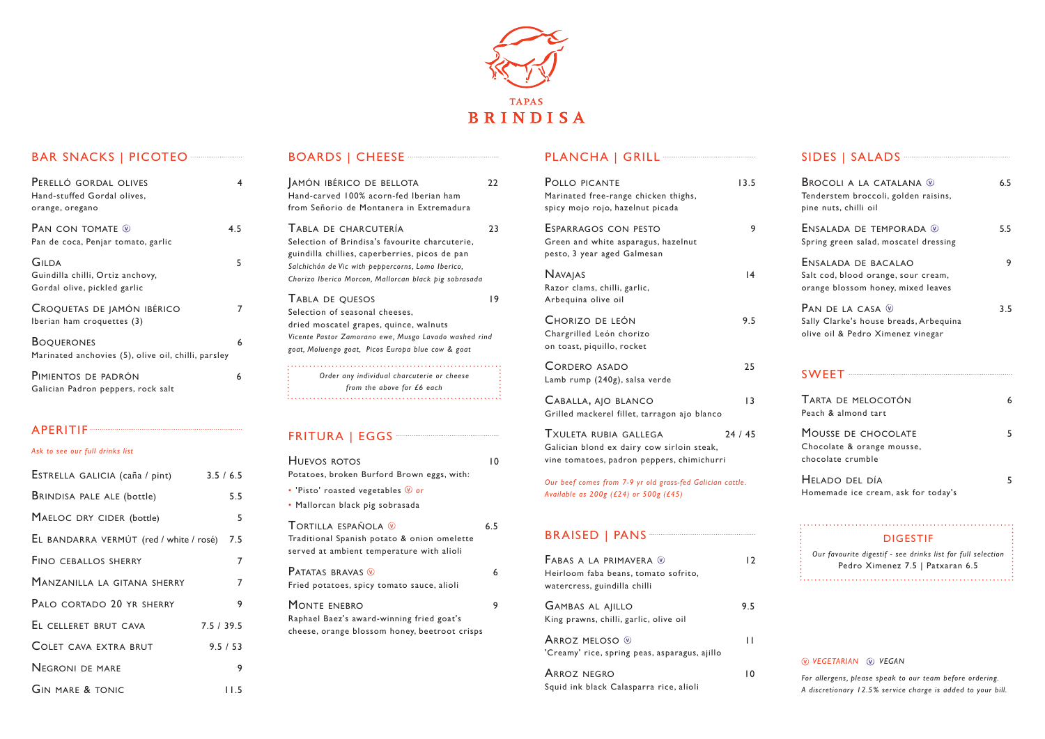# TAPAS BRINDISA

## BAR SNACKS | PICOTEO

**Perelló Gordal Olives** — 4
Hand-stuffed Gordal olives, orange, oregano

**Pan con Tomate** (V) — 4.5
Pan de coca, Penjar tomato, garlic

**Gilda** — 5
Guindilla chilli, Ortiz anchovy, Gordal olive, pickled garlic

**Croquetas de Jamón Ibérico** — 7
Iberian ham croquettes (3)

**Boquerones** — 6
Marinated anchovies (5), olive oil, chilli, parsley

**Pimientos de Padrón** — 6
Galician Padron peppers, rock salt

## APERITIF

*Ask to see our full drinks list*

| | |
|---|---|
| Estrella Galicia (caña / pint) | 3.5 / 6.5 |
| Brindisa Pale Ale (bottle) | 5.5 |
| Maeloc Dry Cider (bottle) | 5 |
| El Bandarra Vermút (red / white / rosé) | 7.5 |
| Fino Ceballos Sherry | 7 |
| Manzanilla La Gitana Sherry | 7 |
| Palo Cortado 20 yr Sherry | 9 |
| El Celleret Brut Cava | 7.5 / 39.5 |
| Colet Cava Extra Brut | 9.5 / 53 |
| Negroni de Mare | 9 |
| Gin Mare & Tonic | 11.5 |

## BOARDS | CHEESE

**Jamón Ibérico de Bellota** — 22
Hand-carved 100% acorn-fed Iberian ham from Señorio de Montanera in Extremadura

**Tabla de Charcutería** — 23
Selection of Brindisa's favourite charcuterie, guindilla chillies, caperberries, picos de pan
*Salchichón de Vic with peppercorns, Lomo Iberico, Chorizo Iberico Morcon, Mallorcan black pig sobrasada*

**Tabla de Quesos** — 19
Selection of seasonal cheeses, dried moscatel grapes, quince, walnuts
*Vicente Pastor Zamorano ewe, Musgo Lavado washed rind goat, Moluengo goat, Picos Europa blue cow & goat*

*Order any individual charcuterie or cheese from the above for £6 each*

## FRITURA | EGGS

**Huevos Rotos** — 10
Potatoes, broken Burford Brown eggs, with:
- 'Pisto' roasted vegetables (V) *or*
- Mallorcan black pig sobrasada

**Tortilla Española** (V) — 6.5
Traditional Spanish potato & onion omelette served at ambient temperature with alioli

**Patatas Bravas** (V) — 6
Fried potatoes, spicy tomato sauce, alioli

**Monte Enebro** — 9
Raphael Baez's award-winning fried goat's cheese, orange blossom honey, beetroot crisps

## PLANCHA | GRILL

**Pollo Picante** — 13.5
Marinated free-range chicken thighs, spicy mojo rojo, hazelnut picada

**Esparragos con Pesto** — 9
Green and white asparagus, hazelnut pesto, 3 year aged Galmesan

**Navajas** — 14
Razor clams, chilli, garlic, Arbequina olive oil

**Chorizo de León** — 9.5
Chargrilled León chorizo on toast, piquillo, rocket

**Cordero Asado** — 25
Lamb rump (240g), salsa verde

**Caballa, Ajo Blanco** — 13
Grilled mackerel fillet, tarragon ajo blanco

**Txuleta Rubia Gallega** — 24 / 45
Galician blond ex dairy cow sirloin steak, vine tomatoes, padron peppers, chimichurri

*Our beef comes from 7-9 yr old grass-fed Galician cattle. Available as 200g (£24) or 500g (£45)*

## BRAISED | PANS

**Fabas a la Primavera** (V) — 12
Heirloom faba beans, tomato sofrito, watercress, guindilla chilli

**Gambas al Ajillo** — 9.5
King prawns, chilli, garlic, olive oil

**Arroz Meloso** (V) — 11
'Creamy' rice, spring peas, asparagus, ajillo

**Arroz Negro** — 10
Squid ink black Calasparra rice, alioli

## SIDES | SALADS

**Brocoli a la Catalana** (V) — 6.5
Tenderstem broccoli, golden raisins, pine nuts, chilli oil

**Ensalada de Temporada** (V) — 5.5
Spring green salad, moscatel dressing

**Ensalada de Bacalao** — 9
Salt cod, blood orange, sour cream, orange blossom honey, mixed leaves

**Pan de la Casa** (V) — 3.5
Sally Clarke's house breads, Arbequina olive oil & Pedro Ximenez vinegar

## SWEET

**Tarta de Melocotón** — 6
Peach & almond tart

**Mousse de Chocolate** — 5
Chocolate & orange mousse, chocolate crumble

**Helado del Día** — 5
Homemade ice cream, ask for today's

## DIGESTIF

*Our favourite digestif - see drinks list for full selection*
Pedro Ximenez 7.5 | Patxaran 6.5

*(V) VEGETARIAN (V) VEGAN*

*For allergens, please speak to our team before ordering. A discretionary 12.5% service charge is added to your bill.*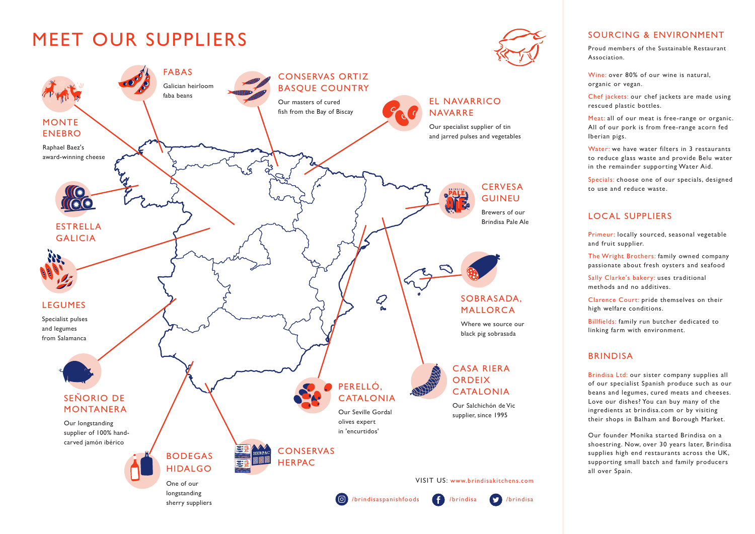# MEET OUR SUPPLIERS

## MONTE ENEBRO

Raphael Baez's award-winning cheese

## FABAS

Galician heirloom faba beans

## CONSERVAS ORTIZ BASQUE COUNTRY

Our masters of cured fish from the Bay of Biscay

## EL NAVARRICO NAVARRE

Our specialist supplier of tin and jarred pulses and vegetables

## ESTRELLA GALICIA

## CERVESA GUINEU

Brewers of our Brindisa Pale Ale

## LEGUMES

Specialist pulses and legumes from Salamanca

## SOBRASADA, MALLORCA

Where we source our black pig sobrasada

## SEÑORIO DE MONTANERA

Our longstanding supplier of 100% hand-carved jamón ibérico

## CASA RIERA ORDEIX CATALONIA

Our Salchichón de Vic supplier, since 1995

## PERELLÓ, CATALONIA

Our Seville Gordal olives expert in 'encurtidos'

## BODEGAS HIDALGO

One of our longstanding sherry suppliers

## CONSERVAS HERPAC

VISIT US: www.brindisakitchens.com

/brindisaspanishfoods /brindisa /brindisa

## SOURCING & ENVIRONMENT

Proud members of the Sustainable Restaurant Association.

Wine: over 80% of our wine is natural, organic or vegan.

Chef jackets: our chef jackets are made using rescued plastic bottles.

Meat: all of our meat is free-range or organic. All of our pork is from free-range acorn fed Iberian pigs.

Water: we have water filters in 3 restaurants to reduce glass waste and provide Belu water in the remainder supporting Water Aid.

Specials: choose one of our specials, designed to use and reduce waste.

## LOCAL SUPPLIERS

Primeur: locally sourced, seasonal vegetable and fruit supplier.

The Wright Brothers: family owned company passionate about fresh oysters and seafood

Sally Clarke's bakery: uses traditional methods and no additives.

Clarence Court: pride themselves on their high welfare conditions.

Billfields: family run butcher dedicated to linking farm with environment.

## BRINDISA

Brindisa Ltd: our sister company supplies all of our specialist Spanish produce such as our beans and legumes, cured meats and cheeses. Love our dishes? You can buy many of the ingredients at brindisa.com or by visiting their shops in Balham and Borough Market.

Our founder Monika started Brindisa on a shoestring. Now, over 30 years later, Brindisa supplies high end restaurants across the UK, supporting small batch and family producers all over Spain.